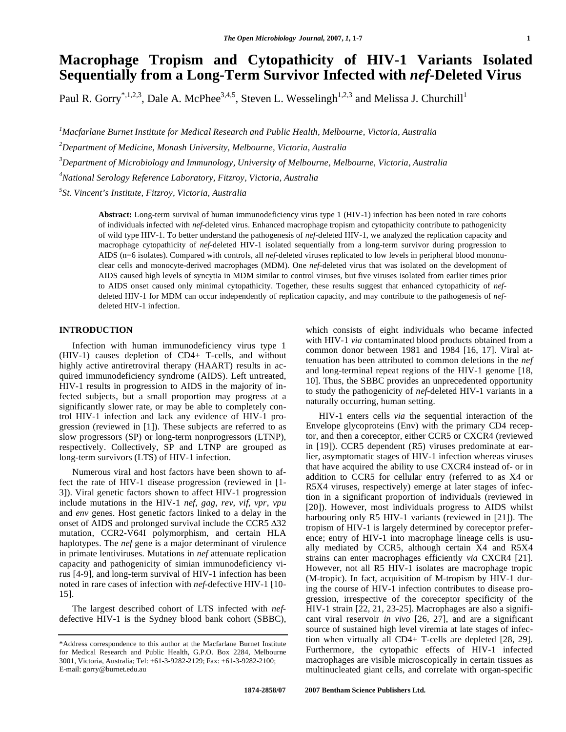# Macrophage Tropism and Cytopathicity of HIV-1 Variants Isolated Sequentially from a Long-Term Survivor Infected with *nef*-Deleted Virus

Paul R. Gorry[*,1,2,3], Dale A. McPhee[3,4,5], Steven L. Wesselingh[1,2,3] and Melissa J. Churchill[1]

[1]*Macfarlane Burnet Institute for Medical Research and Public Health, Melbourne, Victoria, Australia*

[2]*Department of Medicine, Monash University, Melbourne, Victoria, Australia*

[3]*Department of Microbiology and Immunology, University of Melbourne, Melbourne, Victoria, Australia*

[4]*National Serology Reference Laboratory, Fitzroy, Victoria, Australia*

[5]*St. Vincent's Institute, Fitzroy, Victoria, Australia*

**Abstract:** Long-term survival of human immunodeficiency virus type 1 (HIV-1) infection has been noted in rare cohorts of individuals infected with *nef*-deleted virus. Enhanced macrophage tropism and cytopathicity contribute to pathogenicity of wild type HIV-1. To better understand the pathogenesis of *nef*-deleted HIV-1, we analyzed the replication capacity and macrophage cytopathicity of *nef*-deleted HIV-1 isolated sequentially from a long-term survivor during progression to AIDS (n=6 isolates). Compared with controls, all *nef*-deleted viruses replicated to low levels in peripheral blood mononuclear cells and monocyte-derived macrophages (MDM). One *nef*-deleted virus that was isolated on the development of AIDS caused high levels of syncytia in MDM similar to control viruses, but five viruses isolated from earlier times prior to AIDS onset caused only minimal cytopathicity. Together, these results suggest that enhanced cytopathicity of *nef*-deleted HIV-1 for MDM can occur independently of replication capacity, and may contribute to the pathogenesis of *nef*-deleted HIV-1 infection.

## INTRODUCTION

Infection with human immunodeficiency virus type 1 (HIV-1) causes depletion of CD4+ T-cells, and without highly active antiretroviral therapy (HAART) results in acquired immunodeficiency syndrome (AIDS). Left untreated, HIV-1 results in progression to AIDS in the majority of infected subjects, but a small proportion may progress at a significantly slower rate, or may be able to completely control HIV-1 infection and lack any evidence of HIV-1 progression (reviewed in [1]). These subjects are referred to as slow progressors (SP) or long-term nonprogressors (LTNP), respectively. Collectively, SP and LTNP are grouped as long-term survivors (LTS) of HIV-1 infection.

Numerous viral and host factors have been shown to affect the rate of HIV-1 disease progression (reviewed in [1-3]). Viral genetic factors shown to affect HIV-1 progression include mutations in the HIV-1 *nef*, *gag*, *rev*, *vif*, *vpr*, *vpu* and *env* genes. Host genetic factors linked to a delay in the onset of AIDS and prolonged survival include the CCR5 Δ32 mutation, CCR2-V64I polymorphism, and certain HLA haplotypes. The *nef* gene is a major determinant of virulence in primate lentiviruses. Mutations in *nef* attenuate replication capacity and pathogenicity of simian immunodeficiency virus [4-9], and long-term survival of HIV-1 infection has been noted in rare cases of infection with *nef*-defective HIV-1 [10-15].

The largest described cohort of LTS infected with *nef*-defective HIV-1 is the Sydney blood bank cohort (SBBC), which consists of eight individuals who became infected with HIV-1 *via* contaminated blood products obtained from a common donor between 1981 and 1984 [16, 17]. Viral attenuation has been attributed to common deletions in the *nef* and long-terminal repeat regions of the HIV-1 genome [18, 10]. Thus, the SBBC provides an unprecedented opportunity to study the pathogenicity of *nef*-deleted HIV-1 variants in a naturally occurring, human setting.

HIV-1 enters cells *via* the sequential interaction of the Envelope glycoproteins (Env) with the primary CD4 receptor, and then a coreceptor, either CCR5 or CXCR4 (reviewed in [19]). CCR5 dependent (R5) viruses predominate at earlier, asymptomatic stages of HIV-1 infection whereas viruses that have acquired the ability to use CXCR4 instead of- or in addition to CCR5 for cellular entry (referred to as X4 or R5X4 viruses, respectively) emerge at later stages of infection in a significant proportion of individuals (reviewed in [20]). However, most individuals progress to AIDS whilst harbouring only R5 HIV-1 variants (reviewed in [21]). The tropism of HIV-1 is largely determined by coreceptor preference; entry of HIV-1 into macrophage lineage cells is usually mediated by CCR5, although certain X4 and R5X4 strains can enter macrophages efficiently *via* CXCR4 [21]. However, not all R5 HIV-1 isolates are macrophage tropic (M-tropic). In fact, acquisition of M-tropism by HIV-1 during the course of HIV-1 infection contributes to disease progression, irrespective of the coreceptor specificity of the HIV-1 strain [22, 21, 23-25]. Macrophages are also a significant viral reservoir *in vivo* [26, 27], and are a significant source of sustained high level viremia at late stages of infection when virtually all CD4+ T-cells are depleted [28, 29]. Furthermore, the cytopathic effects of HIV-1 infected macrophages are visible microscopically in certain tissues as multinucleated giant cells, and correlate with organ-specific

*Address correspondence to this author at the Macfarlane Burnet Institute for Medical Research and Public Health, G.P.O. Box 2284, Melbourne 3001, Victoria, Australia; Tel: +61-3-9282-2129; Fax: +61-3-9282-2100; E-mail: gorry@burnet.edu.au

1874-2858/07 2007 Bentham Science Publishers Ltd.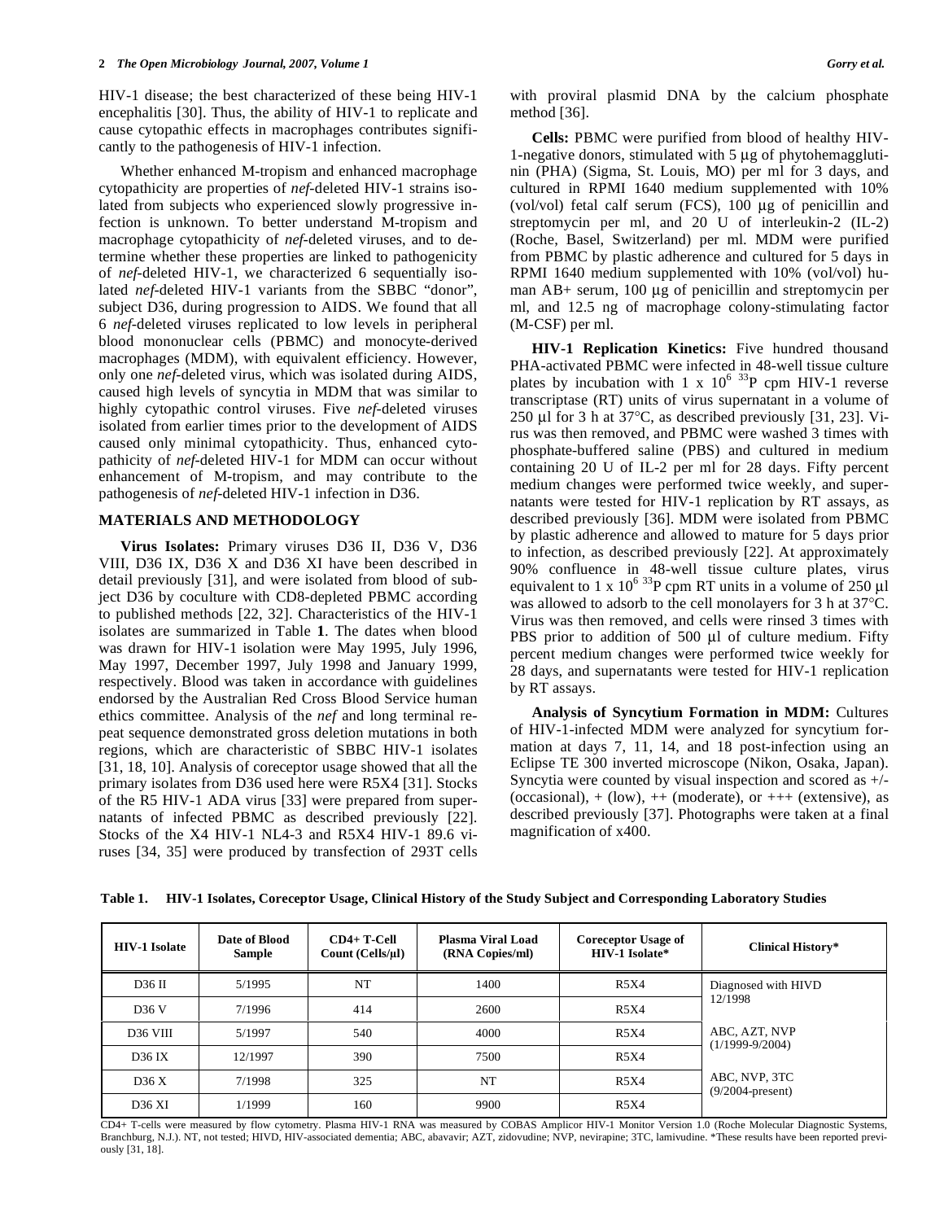HIV-1 disease; the best characterized of these being HIV-1 encephalitis [30]. Thus, the ability of HIV-1 to replicate and cause cytopathic effects in macrophages contributes significantly to the pathogenesis of HIV-1 infection.

Whether enhanced M-tropism and enhanced macrophage cytopathicity are properties of *nef*-deleted HIV-1 strains isolated from subjects who experienced slowly progressive infection is unknown. To better understand M-tropism and macrophage cytopathicity of *nef*-deleted viruses, and to determine whether these properties are linked to pathogenicity of *nef*-deleted HIV-1, we characterized 6 sequentially isolated *nef*-deleted HIV-1 variants from the SBBC "donor", subject D36, during progression to AIDS. We found that all 6 *nef*-deleted viruses replicated to low levels in peripheral blood mononuclear cells (PBMC) and monocyte-derived macrophages (MDM), with equivalent efficiency. However, only one *nef*-deleted virus, which was isolated during AIDS, caused high levels of syncytia in MDM that was similar to highly cytopathic control viruses. Five *nef*-deleted viruses isolated from earlier times prior to the development of AIDS caused only minimal cytopathicity. Thus, enhanced cytopathicity of *nef*-deleted HIV-1 for MDM can occur without enhancement of M-tropism, and may contribute to the pathogenesis of *nef*-deleted HIV-1 infection in D36.

## MATERIALS AND METHODOLOGY

**Virus Isolates:** Primary viruses D36 II, D36 V, D36 VIII, D36 IX, D36 X and D36 XI have been described in detail previously [31], and were isolated from blood of subject D36 by coculture with CD8-depleted PBMC according to published methods [22, 32]. Characteristics of the HIV-1 isolates are summarized in Table **1**. The dates when blood was drawn for HIV-1 isolation were May 1995, July 1996, May 1997, December 1997, July 1998 and January 1999, respectively. Blood was taken in accordance with guidelines endorsed by the Australian Red Cross Blood Service human ethics committee. Analysis of the *nef* and long terminal repeat sequence demonstrated gross deletion mutations in both regions, which are characteristic of SBBC HIV-1 isolates [31, 18, 10]. Analysis of coreceptor usage showed that all the primary isolates from D36 used here were R5X4 [31]. Stocks of the R5 HIV-1 ADA virus [33] were prepared from supernatants of infected PBMC as described previously [22]. Stocks of the X4 HIV-1 NL4-3 and R5X4 HIV-1 89.6 viruses [34, 35] were produced by transfection of 293T cells with proviral plasmid DNA by the calcium phosphate method [36].

**Cells:** PBMC were purified from blood of healthy HIV-1-negative donors, stimulated with 5 µg of phytohemagglutinin (PHA) (Sigma, St. Louis, MO) per ml for 3 days, and cultured in RPMI 1640 medium supplemented with 10% (vol/vol) fetal calf serum (FCS), 100 µg of penicillin and streptomycin per ml, and 20 U of interleukin-2 (IL-2) (Roche, Basel, Switzerland) per ml. MDM were purified from PBMC by plastic adherence and cultured for 5 days in RPMI 1640 medium supplemented with 10% (vol/vol) human AB+ serum, 100 µg of penicillin and streptomycin per ml, and 12.5 ng of macrophage colony-stimulating factor (M-CSF) per ml.

**HIV-1 Replication Kinetics:** Five hundred thousand PHA-activated PBMC were infected in 48-well tissue culture plates by incubation with 1 x $10^6$ $^{33}P$ cpm HIV-1 reverse transcriptase (RT) units of virus supernatant in a volume of 250 µl for 3 h at 37°C, as described previously [31, 23]. Virus was then removed, and PBMC were washed 3 times with phosphate-buffered saline (PBS) and cultured in medium containing 20 U of IL-2 per ml for 28 days. Fifty percent medium changes were performed twice weekly, and supernatants were tested for HIV-1 replication by RT assays, as described previously [36]. MDM were isolated from PBMC by plastic adherence and allowed to mature for 5 days prior to infection, as described previously [22]. At approximately 90% confluence in 48-well tissue culture plates, virus equivalent to 1 x $10^6$ $^{33}P$ cpm RT units in a volume of 250 µl was allowed to adsorb to the cell monolayers for 3 h at 37°C. Virus was then removed, and cells were rinsed 3 times with PBS prior to addition of 500 µl of culture medium. Fifty percent medium changes were performed twice weekly for 28 days, and supernatants were tested for HIV-1 replication by RT assays.

**Analysis of Syncytium Formation in MDM:** Cultures of HIV-1-infected MDM were analyzed for syncytium formation at days 7, 11, 14, and 18 post-infection using an Eclipse TE 300 inverted microscope (Nikon, Osaka, Japan). Syncytia were counted by visual inspection and scored as +/- (occasional), + (low), ++ (moderate), or +++ (extensive), as described previously [37]. Photographs were taken at a final magnification of x400.

**Table 1. HIV-1 Isolates, Coreceptor Usage, Clinical History of the Study Subject and Corresponding Laboratory Studies**

| HIV-1 Isolate | Date of Blood Sample | CD4+ T-Cell Count (Cells/µl) | Plasma Viral Load (RNA Copies/ml) | Coreceptor Usage of HIV-1 Isolate* | Clinical History* |
|---|---|---|---|---|---|
| D36 II | 5/1995 | NT | 1400 | R5X4 | Diagnosed with HIVD 12/1998 |
| D36 V | 7/1996 | 414 | 2600 | R5X4 | |
| D36 VIII | 5/1997 | 540 | 4000 | R5X4 | ABC, AZT, NVP (1/1999-9/2004) |
| D36 IX | 12/1997 | 390 | 7500 | R5X4 | |
| D36 X | 7/1998 | 325 | NT | R5X4 | ABC, NVP, 3TC (9/2004-present) |
| D36 XI | 1/1999 | 160 | 9900 | R5X4 | |

CD4+ T-cells were measured by flow cytometry. Plasma HIV-1 RNA was measured by COBAS Amplicor HIV-1 Monitor Version 1.0 (Roche Molecular Diagnostic Systems, Branchburg, N.J.). NT, not tested; HIVD, HIV-associated dementia; ABC, abavavir; AZT, zidovudine; NVP, nevirapine; 3TC, lamivudine. *These results have been reported previously [31, 18].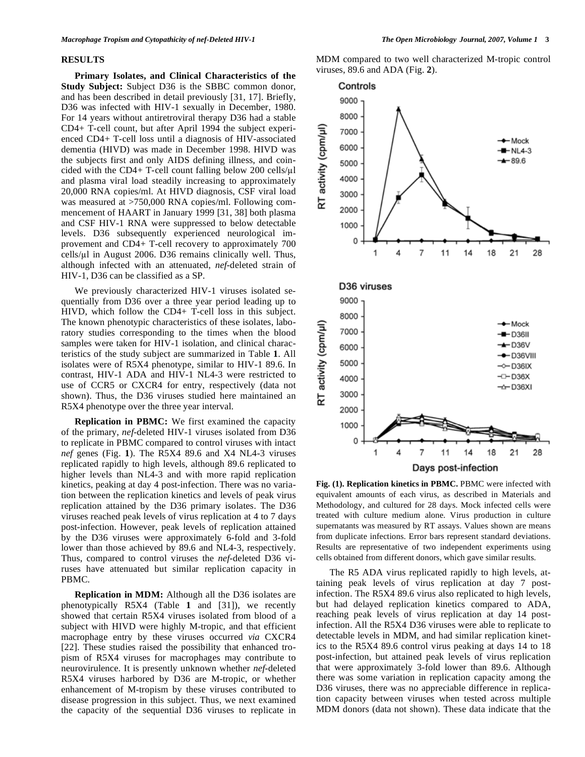## RESULTS

**Primary Isolates, and Clinical Characteristics of the Study Subject:** Subject D36 is the SBBC common donor, and has been described in detail previously [31, 17]. Briefly, D36 was infected with HIV-1 sexually in December, 1980. For 14 years without antiretroviral therapy D36 had a stable CD4+ T-cell count, but after April 1994 the subject experienced CD4+ T-cell loss until a diagnosis of HIV-associated dementia (HIVD) was made in December 1998. HIVD was the subjects first and only AIDS defining illness, and coincided with the CD4+ T-cell count falling below 200 cells/μl and plasma viral load steadily increasing to approximately 20,000 RNA copies/ml. At HIVD diagnosis, CSF viral load was measured at >750,000 RNA copies/ml. Following commencement of HAART in January 1999 [31, 38] both plasma and CSF HIV-1 RNA were suppressed to below detectable levels. D36 subsequently experienced neurological improvement and CD4+ T-cell recovery to approximately 700 cells/μl in August 2006. D36 remains clinically well. Thus, although infected with an attenuated, *nef*-deleted strain of HIV-1, D36 can be classified as a SP.

We previously characterized HIV-1 viruses isolated sequentially from D36 over a three year period leading up to HIVD, which follow the CD4+ T-cell loss in this subject. The known phenotypic characteristics of these isolates, laboratory studies corresponding to the times when the blood samples were taken for HIV-1 isolation, and clinical characteristics of the study subject are summarized in Table **1**. All isolates were of R5X4 phenotype, similar to HIV-1 89.6. In contrast, HIV-1 ADA and HIV-1 NL4-3 were restricted to use of CCR5 or CXCR4 for entry, respectively (data not shown). Thus, the D36 viruses studied here maintained an R5X4 phenotype over the three year interval.

**Replication in PBMC:** We first examined the capacity of the primary, *nef*-deleted HIV-1 viruses isolated from D36 to replicate in PBMC compared to control viruses with intact *nef* genes (Fig. **1**). The R5X4 89.6 and X4 NL4-3 viruses replicated rapidly to high levels, although 89.6 replicated to higher levels than NL4-3 and with more rapid replication kinetics, peaking at day 4 post-infection. There was no variation between the replication kinetics and levels of peak virus replication attained by the D36 primary isolates. The D36 viruses reached peak levels of virus replication at 4 to 7 days post-infection. However, peak levels of replication attained by the D36 viruses were approximately 6-fold and 3-fold lower than those achieved by 89.6 and NL4-3, respectively. Thus, compared to control viruses the *nef*-deleted D36 viruses have attenuated but similar replication capacity in PBMC.

**Replication in MDM:** Although all the D36 isolates are phenotypically R5X4 (Table **1** and [31]), we recently showed that certain R5X4 viruses isolated from blood of a subject with HIVD were highly M-tropic, and that efficient macrophage entry by these viruses occurred *via* CXCR4 [22]. These studies raised the possibility that enhanced tropism of R5X4 viruses for macrophages may contribute to neurovirulence. It is presently unknown whether *nef*-deleted R5X4 viruses harbored by D36 are M-tropic, or whether enhancement of M-tropism by these viruses contributed to disease progression in this subject. Thus, we next examined the capacity of the sequential D36 viruses to replicate in MDM compared to two well characterized M-tropic control viruses, 89.6 and ADA (Fig. **2**).

**Fig. (1). Replication kinetics in PBMC.** PBMC were infected with equivalent amounts of each virus, as described in Materials and Methodology, and cultured for 28 days. Mock infected cells were treated with culture medium alone. Virus production in culture supernatants was measured by RT assays. Values shown are means from duplicate infections. Error bars represent standard deviations. Results are representative of two independent experiments using cells obtained from different donors, which gave similar results.

The R5 ADA virus replicated rapidly to high levels, attaining peak levels of virus replication at day 7 post-infection. The R5X4 89.6 virus also replicated to high levels, but had delayed replication kinetics compared to ADA, reaching peak levels of virus replication at day 14 post-infection. All the R5X4 D36 viruses were able to replicate to detectable levels in MDM, and had similar replication kinetics to the R5X4 89.6 control virus peaking at days 14 to 18 post-infection, but attained peak levels of virus replication that were approximately 3-fold lower than 89.6. Although there was some variation in replication capacity among the D36 viruses, there was no appreciable difference in replication capacity between viruses when tested across multiple MDM donors (data not shown). These data indicate that the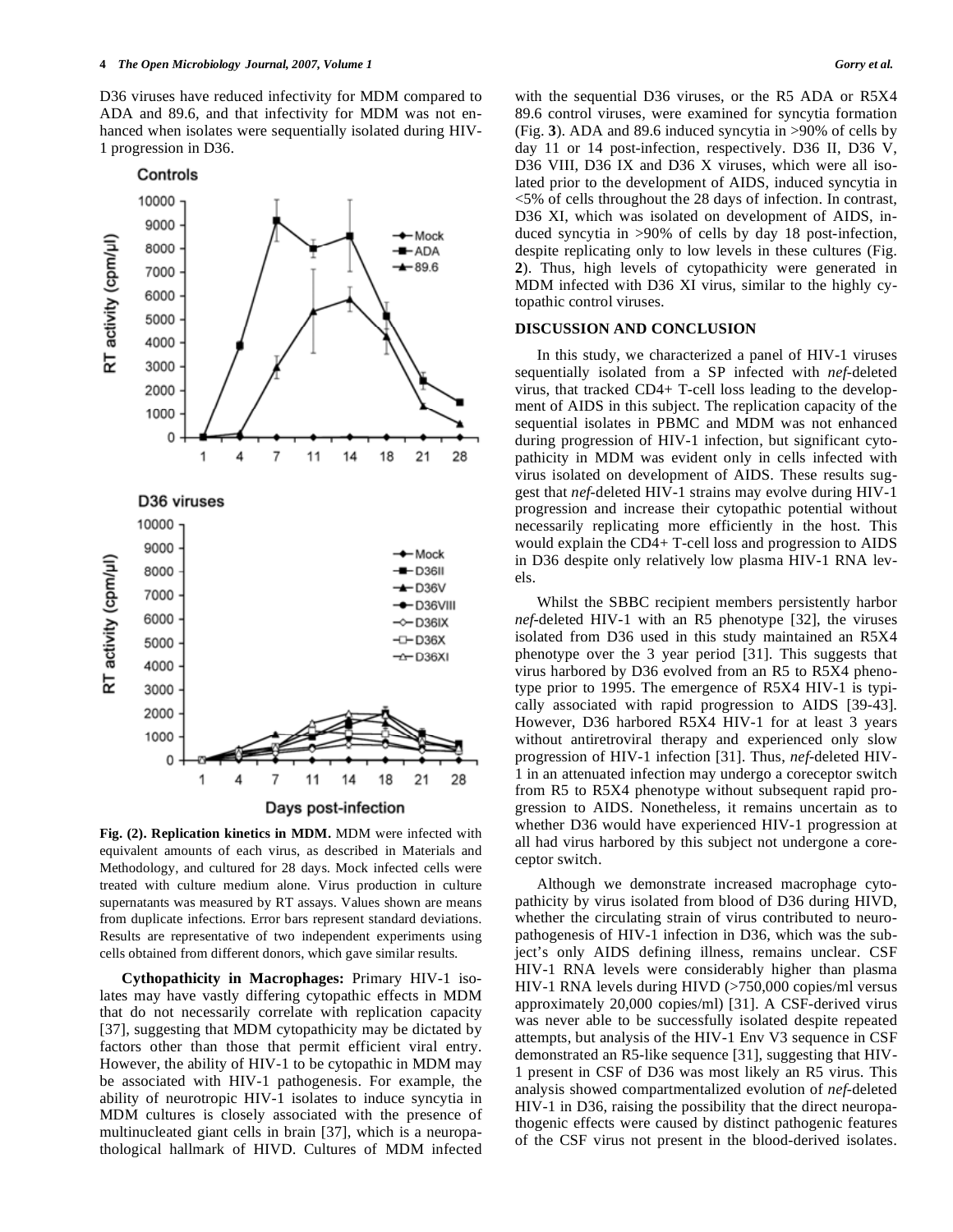D36 viruses have reduced infectivity for MDM compared to ADA and 89.6, and that infectivity for MDM was not enhanced when isolates were sequentially isolated during HIV-1 progression in D36.

**Fig. (2). Replication kinetics in MDM.** MDM were infected with equivalent amounts of each virus, as described in Materials and Methodology, and cultured for 28 days. Mock infected cells were treated with culture medium alone. Virus production in culture supernatants was measured by RT assays. Values shown are means from duplicate infections. Error bars represent standard deviations. Results are representative of two independent experiments using cells obtained from different donors, which gave similar results.

**Cythopathicity in Macrophages:** Primary HIV-1 isolates may have vastly differing cytopathic effects in MDM that do not necessarily correlate with replication capacity [37], suggesting that MDM cytopathicity may be dictated by factors other than those that permit efficient viral entry. However, the ability of HIV-1 to be cytopathic in MDM may be associated with HIV-1 pathogenesis. For example, the ability of neurotropic HIV-1 isolates to induce syncytia in MDM cultures is closely associated with the presence of multinucleated giant cells in brain [37], which is a neuropathological hallmark of HIVD. Cultures of MDM infected with the sequential D36 viruses, or the R5 ADA or R5X4 89.6 control viruses, were examined for syncytia formation (Fig. **3**). ADA and 89.6 induced syncytia in >90% of cells by day 11 or 14 post-infection, respectively. D36 II, D36 V, D36 VIII, D36 IX and D36 X viruses, which were all isolated prior to the development of AIDS, induced syncytia in <5% of cells throughout the 28 days of infection. In contrast, D36 XI, which was isolated on development of AIDS, induced syncytia in >90% of cells by day 18 post-infection, despite replicating only to low levels in these cultures (Fig. **2**). Thus, high levels of cytopathicity were generated in MDM infected with D36 XI virus, similar to the highly cytopathic control viruses.

## DISCUSSION AND CONCLUSION

In this study, we characterized a panel of HIV-1 viruses sequentially isolated from a SP infected with *nef*-deleted virus, that tracked CD4+ T-cell loss leading to the development of AIDS in this subject. The replication capacity of the sequential isolates in PBMC and MDM was not enhanced during progression of HIV-1 infection, but significant cytopathicity in MDM was evident only in cells infected with virus isolated on development of AIDS. These results suggest that *nef*-deleted HIV-1 strains may evolve during HIV-1 progression and increase their cytopathic potential without necessarily replicating more efficiently in the host. This would explain the CD4+ T-cell loss and progression to AIDS in D36 despite only relatively low plasma HIV-1 RNA levels.

Whilst the SBBC recipient members persistently harbor *nef*-deleted HIV-1 with an R5 phenotype [32], the viruses isolated from D36 used in this study maintained an R5X4 phenotype over the 3 year period [31]. This suggests that virus harbored by D36 evolved from an R5 to R5X4 phenotype prior to 1995. The emergence of R5X4 HIV-1 is typically associated with rapid progression to AIDS [39-43]. However, D36 harbored R5X4 HIV-1 for at least 3 years without antiretroviral therapy and experienced only slow progression of HIV-1 infection [31]. Thus, *nef*-deleted HIV-1 in an attenuated infection may undergo a coreceptor switch from R5 to R5X4 phenotype without subsequent rapid progression to AIDS. Nonetheless, it remains uncertain as to whether D36 would have experienced HIV-1 progression at all had virus harbored by this subject not undergone a coreceptor switch.

Although we demonstrate increased macrophage cytopathicity by virus isolated from blood of D36 during HIVD, whether the circulating strain of virus contributed to neuropathogenesis of HIV-1 infection in D36, which was the subject's only AIDS defining illness, remains unclear. CSF HIV-1 RNA levels were considerably higher than plasma HIV-1 RNA levels during HIVD (>750,000 copies/ml versus approximately 20,000 copies/ml) [31]. A CSF-derived virus was never able to be successfully isolated despite repeated attempts, but analysis of the HIV-1 Env V3 sequence in CSF demonstrated an R5-like sequence [31], suggesting that HIV-1 present in CSF of D36 was most likely an R5 virus. This analysis showed compartmentalized evolution of *nef*-deleted HIV-1 in D36, raising the possibility that the direct neuropathogenic effects were caused by distinct pathogenic features of the CSF virus not present in the blood-derived isolates.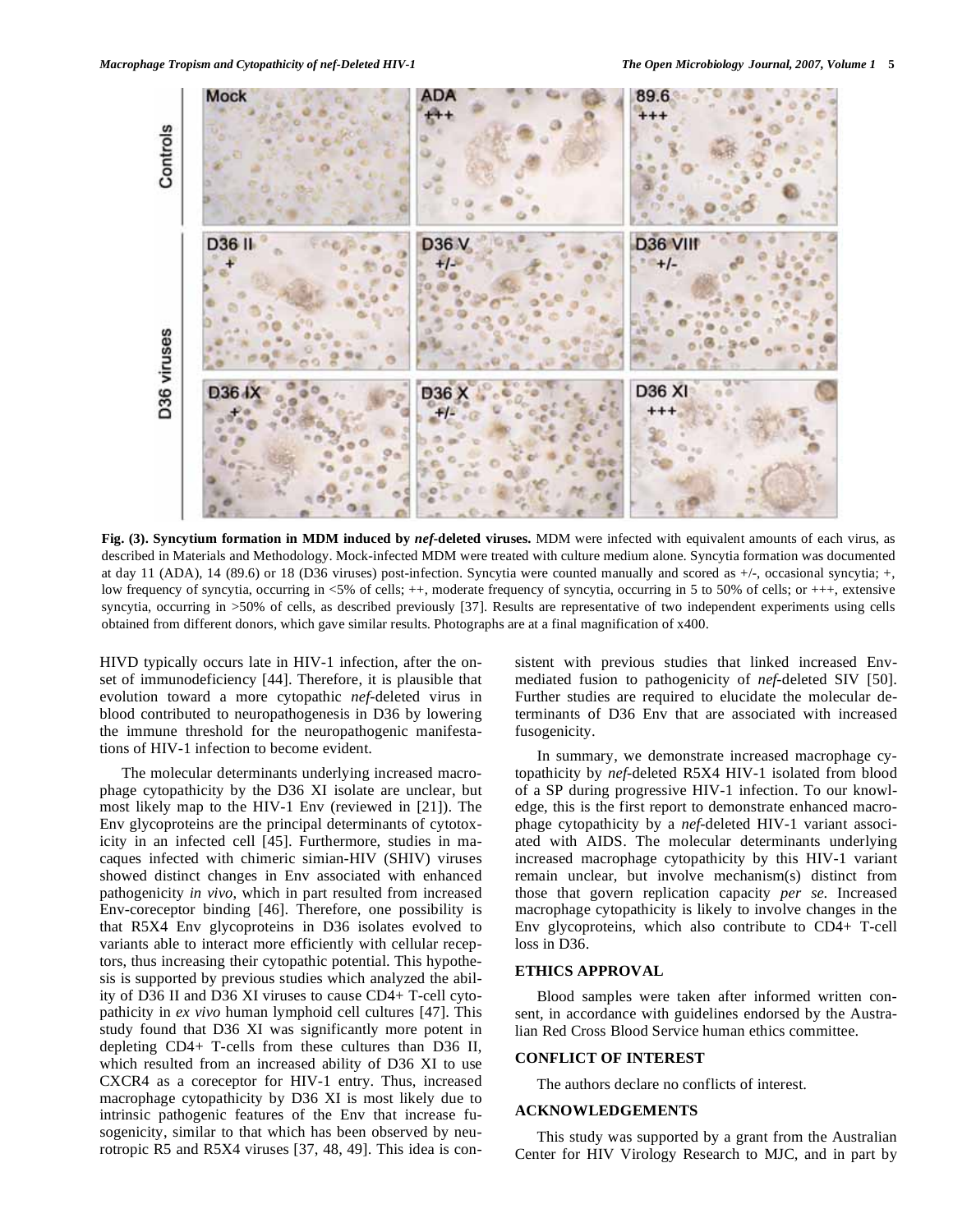**Fig. (3). Syncytium formation in MDM induced by *nef*-deleted viruses.** MDM were infected with equivalent amounts of each virus, as described in Materials and Methodology. Mock-infected MDM were treated with culture medium alone. Syncytia formation was documented at day 11 (ADA), 14 (89.6) or 18 (D36 viruses) post-infection. Syncytia were counted manually and scored as +/-, occasional syncytia; +, low frequency of syncytia, occurring in <5% of cells; ++, moderate frequency of syncytia, occurring in 5 to 50% of cells; or +++, extensive syncytia, occurring in >50% of cells, as described previously [37]. Results are representative of two independent experiments using cells obtained from different donors, which gave similar results. Photographs are at a final magnification of x400.

HIVD typically occurs late in HIV-1 infection, after the onset of immunodeficiency [44]. Therefore, it is plausible that evolution toward a more cytopathic *nef*-deleted virus in blood contributed to neuropathogenesis in D36 by lowering the immune threshold for the neuropathogenic manifestations of HIV-1 infection to become evident.

The molecular determinants underlying increased macrophage cytopathicity by the D36 XI isolate are unclear, but most likely map to the HIV-1 Env (reviewed in [21]). The Env glycoproteins are the principal determinants of cytotoxicity in an infected cell [45]. Furthermore, studies in macaques infected with chimeric simian-HIV (SHIV) viruses showed distinct changes in Env associated with enhanced pathogenicity *in vivo*, which in part resulted from increased Env-coreceptor binding [46]. Therefore, one possibility is that R5X4 Env glycoproteins in D36 isolates evolved to variants able to interact more efficiently with cellular receptors, thus increasing their cytopathic potential. This hypothesis is supported by previous studies which analyzed the ability of D36 II and D36 XI viruses to cause CD4+ T-cell cytopathicity in *ex vivo* human lymphoid cell cultures [47]. This study found that D36 XI was significantly more potent in depleting CD4+ T-cells from these cultures than D36 II, which resulted from an increased ability of D36 XI to use CXCR4 as a coreceptor for HIV-1 entry. Thus, increased macrophage cytopathicity by D36 XI is most likely due to intrinsic pathogenic features of the Env that increase fusogenicity, similar to that which has been observed by neurotropic R5 and R5X4 viruses [37, 48, 49]. This idea is consistent with previous studies that linked increased Env-mediated fusion to pathogenicity of *nef*-deleted SIV [50]. Further studies are required to elucidate the molecular determinants of D36 Env that are associated with increased fusogenicity.

In summary, we demonstrate increased macrophage cytopathicity by *nef*-deleted R5X4 HIV-1 isolated from blood of a SP during progressive HIV-1 infection. To our knowledge, this is the first report to demonstrate enhanced macrophage cytopathicity by a *nef*-deleted HIV-1 variant associated with AIDS. The molecular determinants underlying increased macrophage cytopathicity by this HIV-1 variant remain unclear, but involve mechanism(s) distinct from those that govern replication capacity *per se*. Increased macrophage cytopathicity is likely to involve changes in the Env glycoproteins, which also contribute to CD4+ T-cell loss in D36.

## ETHICS APPROVAL

Blood samples were taken after informed written consent, in accordance with guidelines endorsed by the Australian Red Cross Blood Service human ethics committee.

## CONFLICT OF INTEREST

The authors declare no conflicts of interest.

## ACKNOWLEDGEMENTS

This study was supported by a grant from the Australian Center for HIV Virology Research to MJC, and in part by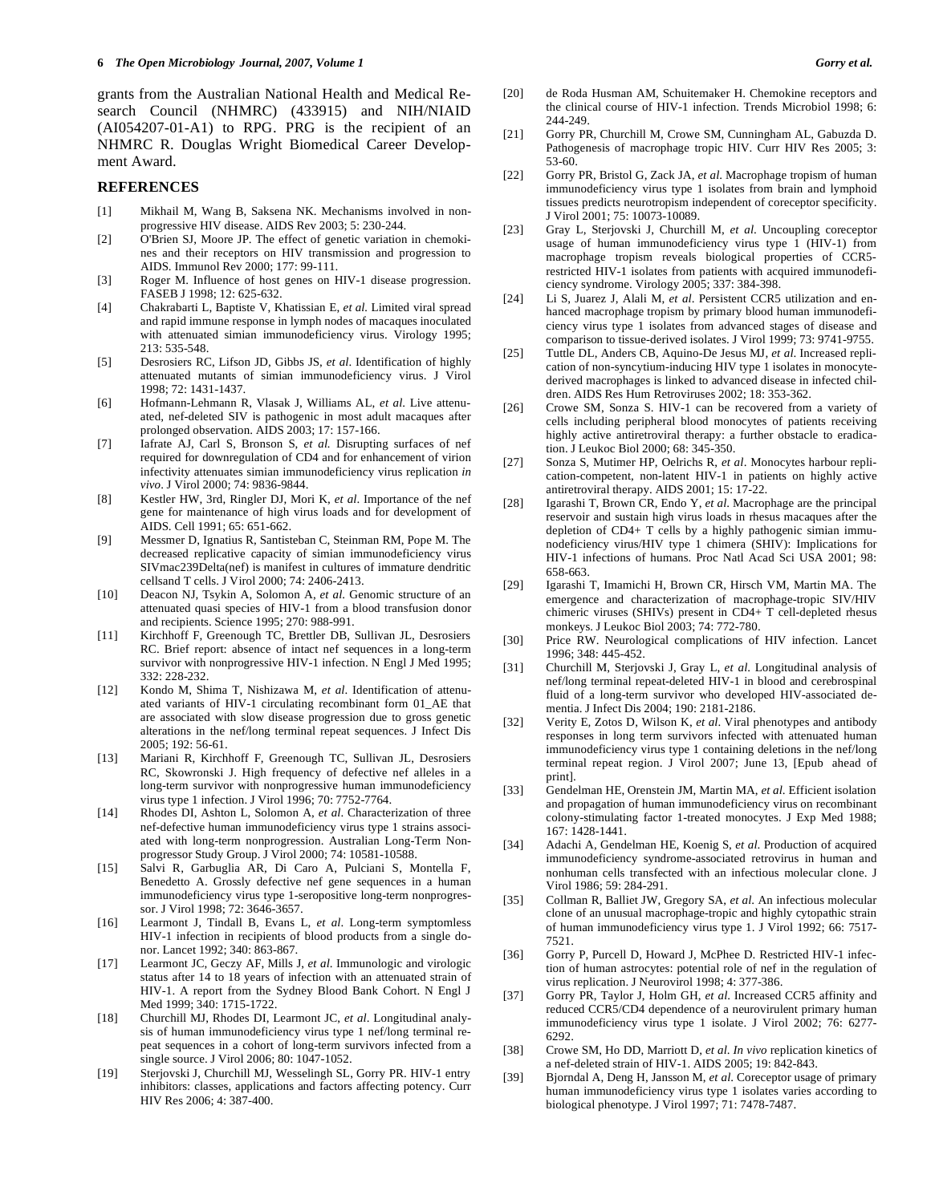grants from the Australian National Health and Medical Research Council (NHMRC) (433915) and NIH/NIAID (AI054207-01-A1) to RPG. PRG is the recipient of an NHMRC R. Douglas Wright Biomedical Career Development Award.

## REFERENCES

[1] Mikhail M, Wang B, Saksena NK. Mechanisms involved in non-progressive HIV disease. AIDS Rev 2003; 5: 230-244.

[2] O'Brien SJ, Moore JP. The effect of genetic variation in chemokines and their receptors on HIV transmission and progression to AIDS. Immunol Rev 2000; 177: 99-111.

[3] Roger M. Influence of host genes on HIV-1 disease progression. FASEB J 1998; 12: 625-632.

[4] Chakrabarti L, Baptiste V, Khatissian E, *et al.* Limited viral spread and rapid immune response in lymph nodes of macaques inoculated with attenuated simian immunodeficiency virus. Virology 1995; 213: 535-548.

[5] Desrosiers RC, Lifson JD, Gibbs JS, *et al.* Identification of highly attenuated mutants of simian immunodeficiency virus. J Virol 1998; 72: 1431-1437.

[6] Hofmann-Lehmann R, Vlasak J, Williams AL, *et al.* Live attenuated, nef-deleted SIV is pathogenic in most adult macaques after prolonged observation. AIDS 2003; 17: 157-166.

[7] Iafrate AJ, Carl S, Bronson S, *et al.* Disrupting surfaces of nef required for downregulation of CD4 and for enhancement of virion infectivity attenuates simian immunodeficiency virus replication *in vivo*. J Virol 2000; 74: 9836-9844.

[8] Kestler HW, 3rd, Ringler DJ, Mori K, *et al.* Importance of the nef gene for maintenance of high virus loads and for development of AIDS. Cell 1991; 65: 651-662.

[9] Messmer D, Ignatius R, Santisteban C, Steinman RM, Pope M. The decreased replicative capacity of simian immunodeficiency virus SIVmac239Delta(nef) is manifest in cultures of immature dendritic cellsand T cells. J Virol 2000; 74: 2406-2413.

[10] Deacon NJ, Tsykin A, Solomon A, *et al.* Genomic structure of an attenuated quasi species of HIV-1 from a blood transfusion donor and recipients. Science 1995; 270: 988-991.

[11] Kirchhoff F, Greenough TC, Brettler DB, Sullivan JL, Desrosiers RC. Brief report: absence of intact nef sequences in a long-term survivor with nonprogressive HIV-1 infection. N Engl J Med 1995; 332: 228-232.

[12] Kondo M, Shima T, Nishizawa M, *et al.* Identification of attenuated variants of HIV-1 circulating recombinant form 01_AE that are associated with slow disease progression due to gross genetic alterations in the nef/long terminal repeat sequences. J Infect Dis 2005; 192: 56-61.

[13] Mariani R, Kirchhoff F, Greenough TC, Sullivan JL, Desrosiers RC, Skowronski J. High frequency of defective nef alleles in a long-term survivor with nonprogressive human immunodeficiency virus type 1 infection. J Virol 1996; 70: 7752-7764.

[14] Rhodes DI, Ashton L, Solomon A, *et al.* Characterization of three nef-defective human immunodeficiency virus type 1 strains associated with long-term nonprogression. Australian Long-Term Nonprogressor Study Group. J Virol 2000; 74: 10581-10588.

[15] Salvi R, Garbuglia AR, Di Caro A, Pulciani S, Montella F, Benedetto A. Grossly defective nef gene sequences in a human immunodeficiency virus type 1-seropositive long-term nonprogressor. J Virol 1998; 72: 3646-3657.

[16] Learmont J, Tindall B, Evans L, *et al.* Long-term symptomless HIV-1 infection in recipients of blood products from a single donor. Lancet 1992; 340: 863-867.

[17] Learmont JC, Geczy AF, Mills J, *et al.* Immunologic and virologic status after 14 to 18 years of infection with an attenuated strain of HIV-1. A report from the Sydney Blood Bank Cohort. N Engl J Med 1999; 340: 1715-1722.

[18] Churchill MJ, Rhodes DI, Learmont JC, *et al.* Longitudinal analysis of human immunodeficiency virus type 1 nef/long terminal repeat sequences in a cohort of long-term survivors infected from a single source. J Virol 2006; 80: 1047-1052.

[19] Sterjovski J, Churchill MJ, Wesselingh SL, Gorry PR. HIV-1 entry inhibitors: classes, applications and factors affecting potency. Curr HIV Res 2006; 4: 387-400.

[20] de Roda Husman AM, Schuitemaker H. Chemokine receptors and the clinical course of HIV-1 infection. Trends Microbiol 1998; 6: 244-249.

[21] Gorry PR, Churchill M, Crowe SM, Cunningham AL, Gabuzda D. Pathogenesis of macrophage tropic HIV. Curr HIV Res 2005; 3: 53-60.

[22] Gorry PR, Bristol G, Zack JA, *et al.* Macrophage tropism of human immunodeficiency virus type 1 isolates from brain and lymphoid tissues predicts neurotropism independent of coreceptor specificity. J Virol 2001; 75: 10073-10089.

[23] Gray L, Sterjovski J, Churchill M, *et al.* Uncoupling coreceptor usage of human immunodeficiency virus type 1 (HIV-1) from macrophage tropism reveals biological properties of CCR5-restricted HIV-1 isolates from patients with acquired immunodeficiency syndrome. Virology 2005; 337: 384-398.

[24] Li S, Juarez J, Alali M, *et al.* Persistent CCR5 utilization and enhanced macrophage tropism by primary blood human immunodeficiency virus type 1 isolates from advanced stages of disease and comparison to tissue-derived isolates. J Virol 1999; 73: 9741-9755.

[25] Tuttle DL, Anders CB, Aquino-De Jesus MJ, *et al.* Increased replication of non-syncytium-inducing HIV type 1 isolates in monocyte-derived macrophages is linked to advanced disease in infected children. AIDS Res Hum Retroviruses 2002; 18: 353-362.

[26] Crowe SM, Sonza S. HIV-1 can be recovered from a variety of cells including peripheral blood monocytes of patients receiving highly active antiretroviral therapy: a further obstacle to eradication. J Leukoc Biol 2000; 68: 345-350.

[27] Sonza S, Mutimer HP, Oelrichs R, *et al.* Monocytes harbour replication-competent, non-latent HIV-1 in patients on highly active antiretroviral therapy. AIDS 2001; 15: 17-22.

[28] Igarashi T, Brown CR, Endo Y, *et al.* Macrophage are the principal reservoir and sustain high virus loads in rhesus macaques after the depletion of CD4+ T cells by a highly pathogenic simian immunodeficiency virus/HIV type 1 chimera (SHIV): Implications for HIV-1 infections of humans. Proc Natl Acad Sci USA 2001; 98: 658-663.

[29] Igarashi T, Imamichi H, Brown CR, Hirsch VM, Martin MA. The emergence and characterization of macrophage-tropic SIV/HIV chimeric viruses (SHIVs) present in CD4+ T cell-depleted rhesus monkeys. J Leukoc Biol 2003; 74: 772-780.

[30] Price RW. Neurological complications of HIV infection. Lancet 1996; 348: 445-452.

[31] Churchill M, Sterjovski J, Gray L, *et al.* Longitudinal analysis of nef/long terminal repeat-deleted HIV-1 in blood and cerebrospinal fluid of a long-term survivor who developed HIV-associated dementia. J Infect Dis 2004; 190: 2181-2186.

[32] Verity E, Zotos D, Wilson K, *et al.* Viral phenotypes and antibody responses in long term survivors infected with attenuated human immunodeficiency virus type 1 containing deletions in the nef/long terminal repeat region. J Virol 2007; June 13, [Epub ahead of print].

[33] Gendelman HE, Orenstein JM, Martin MA, *et al.* Efficient isolation and propagation of human immunodeficiency virus on recombinant colony-stimulating factor 1-treated monocytes. J Exp Med 1988; 167: 1428-1441.

[34] Adachi A, Gendelman HE, Koenig S, *et al.* Production of acquired immunodeficiency syndrome-associated retrovirus in human and nonhuman cells transfected with an infectious molecular clone. J Virol 1986; 59: 284-291.

[35] Collman R, Balliet JW, Gregory SA, *et al.* An infectious molecular clone of an unusual macrophage-tropic and highly cytopathic strain of human immunodeficiency virus type 1. J Virol 1992; 66: 7517-7521.

[36] Gorry P, Purcell D, Howard J, McPhee D. Restricted HIV-1 infection of human astrocytes: potential role of nef in the regulation of virus replication. J Neurovirol 1998; 4: 377-386.

[37] Gorry PR, Taylor J, Holm GH, *et al.* Increased CCR5 affinity and reduced CCR5/CD4 dependence of a neurovirulent primary human immunodeficiency virus type 1 isolate. J Virol 2002; 76: 6277-6292.

[38] Crowe SM, Ho DD, Marriott D, *et al. In vivo* replication kinetics of a nef-deleted strain of HIV-1. AIDS 2005; 19: 842-843.

[39] Bjorndal A, Deng H, Jansson M, *et al.* Coreceptor usage of primary human immunodeficiency virus type 1 isolates varies according to biological phenotype. J Virol 1997; 71: 7478-7487.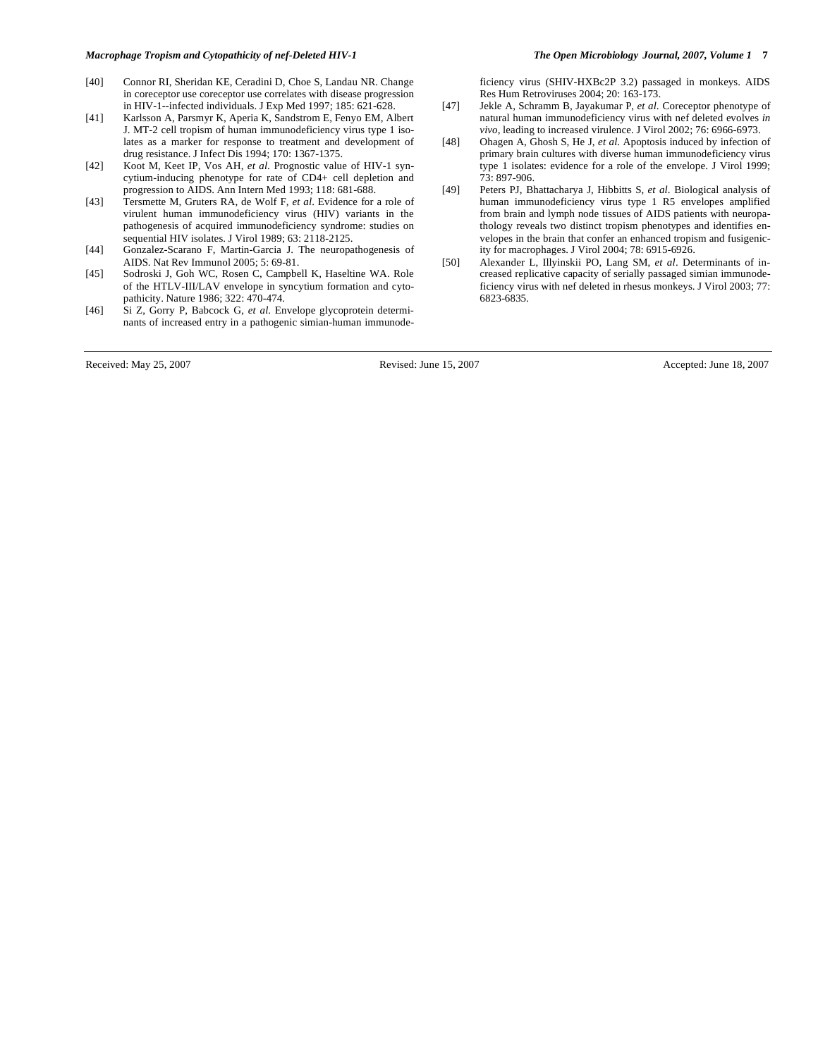[40] Connor RI, Sheridan KE, Ceradini D, Choe S, Landau NR. Change in coreceptor use coreceptor use correlates with disease progression in HIV-1--infected individuals. J Exp Med 1997; 185: 621-628.

[41] Karlsson A, Parsmyr K, Aperia K, Sandstrom E, Fenyo EM, Albert J. MT-2 cell tropism of human immunodeficiency virus type 1 isolates as a marker for response to treatment and development of drug resistance. J Infect Dis 1994; 170: 1367-1375.

[42] Koot M, Keet IP, Vos AH, *et al.* Prognostic value of HIV-1 syncytium-inducing phenotype for rate of CD4+ cell depletion and progression to AIDS. Ann Intern Med 1993; 118: 681-688.

[43] Tersmette M, Gruters RA, de Wolf F, *et al*. Evidence for a role of virulent human immunodeficiency virus (HIV) variants in the pathogenesis of acquired immunodeficiency syndrome: studies on sequential HIV isolates. J Virol 1989; 63: 2118-2125.

[44] Gonzalez-Scarano F, Martin-Garcia J. The neuropathogenesis of AIDS. Nat Rev Immunol 2005; 5: 69-81.

[45] Sodroski J, Goh WC, Rosen C, Campbell K, Haseltine WA. Role of the HTLV-III/LAV envelope in syncytium formation and cytopathicity. Nature 1986; 322: 470-474.

[46] Si Z, Gorry P, Babcock G, *et al.* Envelope glycoprotein determinants of increased entry in a pathogenic simian-human immunodeficiency virus (SHIV-HXBc2P 3.2) passaged in monkeys. AIDS Res Hum Retroviruses 2004; 20: 163-173.

[47] Jekle A, Schramm B, Jayakumar P, *et al.* Coreceptor phenotype of natural human immunodeficiency virus with nef deleted evolves *in vivo*, leading to increased virulence. J Virol 2002; 76: 6966-6973.

[48] Ohagen A, Ghosh S, He J, *et al.* Apoptosis induced by infection of primary brain cultures with diverse human immunodeficiency virus type 1 isolates: evidence for a role of the envelope. J Virol 1999; 73: 897-906.

[49] Peters PJ, Bhattacharya J, Hibbitts S, *et al*. Biological analysis of human immunodeficiency virus type 1 R5 envelopes amplified from brain and lymph node tissues of AIDS patients with neuropathology reveals two distinct tropism phenotypes and identifies envelopes in the brain that confer an enhanced tropism and fusigenicity for macrophages. J Virol 2004; 78: 6915-6926.

[50] Alexander L, Illyinskii PO, Lang SM, *et al*. Determinants of increased replicative capacity of serially passaged simian immunodeficiency virus with nef deleted in rhesus monkeys. J Virol 2003; 77: 6823-6835.

Received: May 25, 2007 Revised: June 15, 2007 Accepted: June 18, 2007